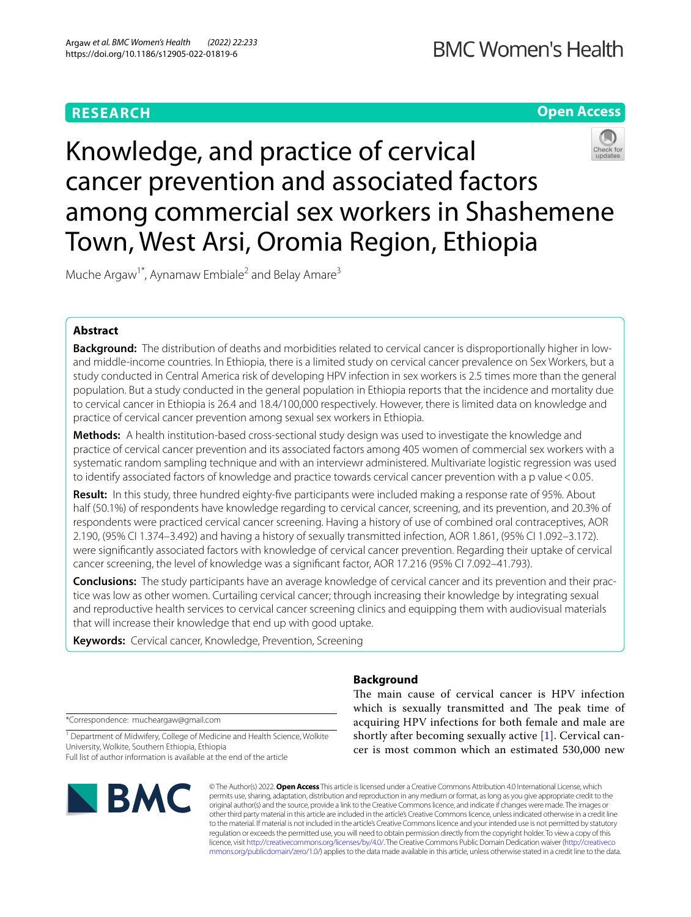# Knowledge, and practice of cervical cancer prevention and associated factors among commercial sex workers in Shashemene Town, West Arsi, Oromia Region, Ethiopia

Muche Argaw[1*], Aynamaw Embiale[2] and Belay Amare[3]

## Abstract

**Background:** The distribution of deaths and morbidities related to cervical cancer is disproportionally higher in low- and middle-income countries. In Ethiopia, there is a limited study on cervical cancer prevalence on Sex Workers, but a study conducted in Central America risk of developing HPV infection in sex workers is 2.5 times more than the general population. But a study conducted in the general population in Ethiopia reports that the incidence and mortality due to cervical cancer in Ethiopia is 26.4 and 18.4/100,000 respectively. However, there is limited data on knowledge and practice of cervical cancer prevention among sexual sex workers in Ethiopia.

**Methods:** A health institution-based cross-sectional study design was used to investigate the knowledge and practice of cervical cancer prevention and its associated factors among 405 women of commercial sex workers with a systematic random sampling technique and with an interviewr administered. Multivariate logistic regression was used to identify associated factors of knowledge and practice towards cervical cancer prevention with a p value < 0.05.

**Result:** In this study, three hundred eighty-five participants were included making a response rate of 95%. About half (50.1%) of respondents have knowledge regarding to cervical cancer, screening, and its prevention, and 20.3% of respondents were practiced cervical cancer screening. Having a history of use of combined oral contraceptives, AOR 2.190, (95% CI 1.374–3.492) and having a history of sexually transmitted infection, AOR 1.861, (95% CI 1.092–3.172). were significantly associated factors with knowledge of cervical cancer prevention. Regarding their uptake of cervical cancer screening, the level of knowledge was a significant factor, AOR 17.216 (95% CI 7.092–41.793).

**Conclusions:** The study participants have an average knowledge of cervical cancer and its prevention and their practice was low as other women. Curtailing cervical cancer; through increasing their knowledge by integrating sexual and reproductive health services to cervical cancer screening clinics and equipping them with audiovisual materials that will increase their knowledge that end up with good uptake.

**Keywords:** Cervical cancer, Knowledge, Prevention, Screening

## Background

The main cause of cervical cancer is HPV infection which is sexually transmitted and The peak time of acquiring HPV infections for both female and male are shortly after becoming sexually active [1]. Cervical cancer is most common which an estimated 530,000 new

*Correspondence: mucheargaw@gmail.com

[1] Department of Midwifery, College of Medicine and Health Science, Wolkite University, Wolkite, Southern Ethiopia, Ethiopia

Full list of author information is available at the end of the article

© The Author(s) 2022. **Open Access** This article is licensed under a Creative Commons Attribution 4.0 International License, which permits use, sharing, adaptation, distribution and reproduction in any medium or format, as long as you give appropriate credit to the original author(s) and the source, provide a link to the Creative Commons licence, and indicate if changes were made. The images or other third party material in this article are included in the article's Creative Commons licence, unless indicated otherwise in a credit line to the material. If material is not included in the article's Creative Commons licence and your intended use is not permitted by statutory regulation or exceeds the permitted use, you will need to obtain permission directly from the copyright holder. To view a copy of this licence, visit http://creativecommons.org/licenses/by/4.0/. The Creative Commons Public Domain Dedication waiver (http://creativecommons.org/publicdomain/zero/1.0/) applies to the data made available in this article, unless otherwise stated in a credit line to the data.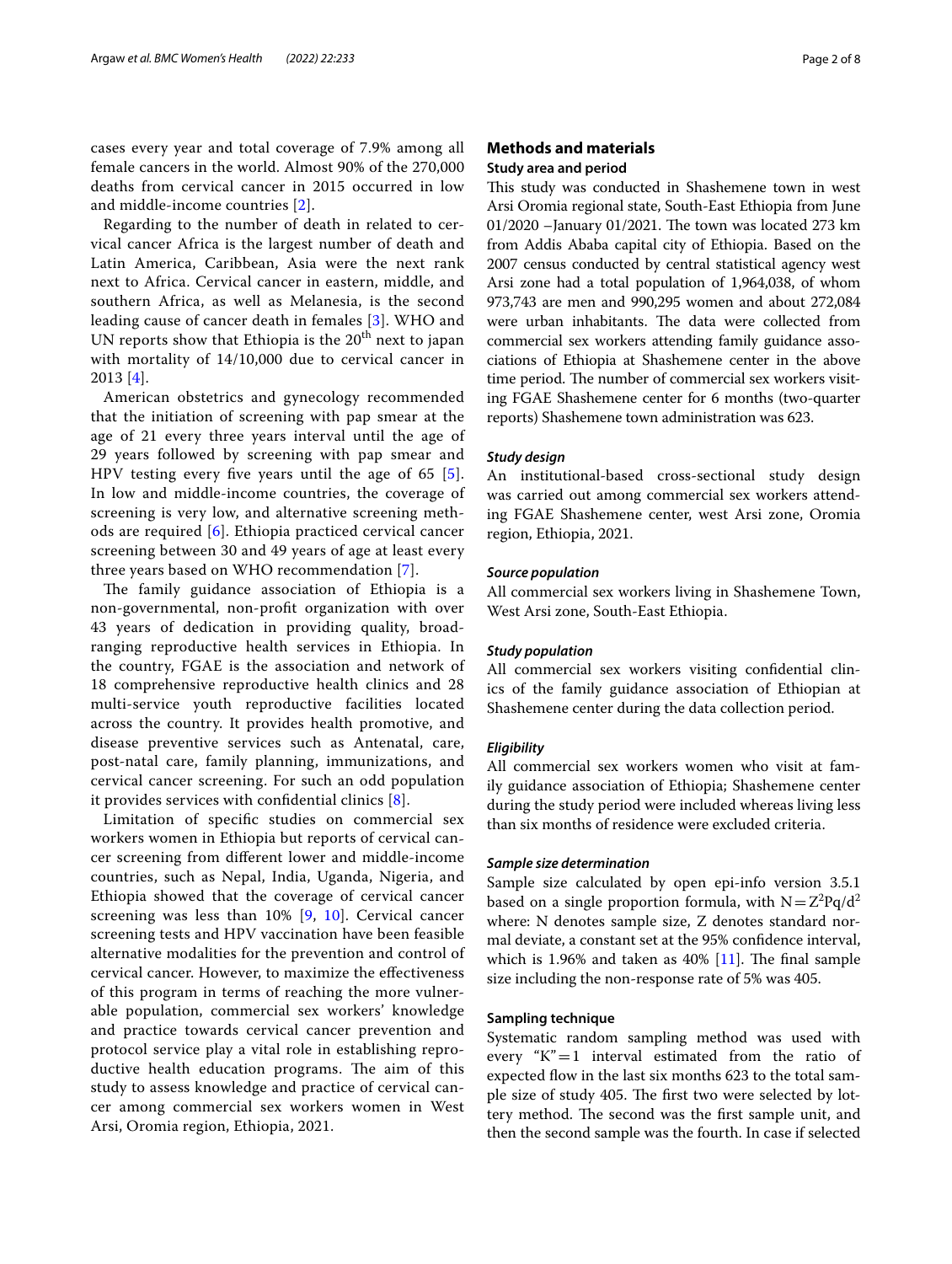cases every year and total coverage of 7.9% among all female cancers in the world. Almost 90% of the 270,000 deaths from cervical cancer in 2015 occurred in low and middle-income countries [2].

Regarding to the number of death in related to cervical cancer Africa is the largest number of death and Latin America, Caribbean, Asia were the next rank next to Africa. Cervical cancer in eastern, middle, and southern Africa, as well as Melanesia, is the second leading cause of cancer death in females [3]. WHO and UN reports show that Ethiopia is the 20$^{th}$ next to japan with mortality of 14/10,000 due to cervical cancer in 2013 [4].

American obstetrics and gynecology recommended that the initiation of screening with pap smear at the age of 21 every three years interval until the age of 29 years followed by screening with pap smear and HPV testing every five years until the age of 65 [5]. In low and middle-income countries, the coverage of screening is very low, and alternative screening methods are required [6]. Ethiopia practiced cervical cancer screening between 30 and 49 years of age at least every three years based on WHO recommendation [7].

The family guidance association of Ethiopia is a non-governmental, non-profit organization with over 43 years of dedication in providing quality, broad-ranging reproductive health services in Ethiopia. In the country, FGAE is the association and network of 18 comprehensive reproductive health clinics and 28 multi-service youth reproductive facilities located across the country. It provides health promotive, and disease preventive services such as Antenatal, care, post-natal care, family planning, immunizations, and cervical cancer screening. For such an odd population it provides services with confidential clinics [8].

Limitation of specific studies on commercial sex workers women in Ethiopia but reports of cervical cancer screening from different lower and middle-income countries, such as Nepal, India, Uganda, Nigeria, and Ethiopia showed that the coverage of cervical cancer screening was less than 10% [9, 10]. Cervical cancer screening tests and HPV vaccination have been feasible alternative modalities for the prevention and control of cervical cancer. However, to maximize the effectiveness of this program in terms of reaching the more vulnerable population, commercial sex workers' knowledge and practice towards cervical cancer prevention and protocol service play a vital role in establishing reproductive health education programs. The aim of this study to assess knowledge and practice of cervical cancer among commercial sex workers women in West Arsi, Oromia region, Ethiopia, 2021.

## Methods and materials

### Study area and period

This study was conducted in Shashemene town in west Arsi Oromia regional state, South-East Ethiopia from June 01/2020 –January 01/2021. The town was located 273 km from Addis Ababa capital city of Ethiopia. Based on the 2007 census conducted by central statistical agency west Arsi zone had a total population of 1,964,038, of whom 973,743 are men and 990,295 women and about 272,084 were urban inhabitants. The data were collected from commercial sex workers attending family guidance associations of Ethiopia at Shashemene center in the above time period. The number of commercial sex workers visiting FGAE Shashemene center for 6 months (two-quarter reports) Shashemene town administration was 623.

#### *Study design*

An institutional-based cross-sectional study design was carried out among commercial sex workers attending FGAE Shashemene center, west Arsi zone, Oromia region, Ethiopia, 2021.

#### *Source population*

All commercial sex workers living in Shashemene Town, West Arsi zone, South-East Ethiopia.

#### *Study population*

All commercial sex workers visiting confidential clinics of the family guidance association of Ethiopian at Shashemene center during the data collection period.

#### *Eligibility*

All commercial sex workers women who visit at family guidance association of Ethiopia; Shashemene center during the study period were included whereas living less than six months of residence were excluded criteria.

#### *Sample size determination*

Sample size calculated by open epi-info version 3.5.1 based on a single proportion formula, with $N = Z^2Pq/d^2$ where: N denotes sample size, Z denotes standard normal deviate, a constant set at the 95% confidence interval, which is 1.96% and taken as 40% [11]. The final sample size including the non-response rate of 5% was 405.

### Sampling technique

Systematic random sampling method was used with every "K" = 1 interval estimated from the ratio of expected flow in the last six months 623 to the total sample size of study 405. The first two were selected by lottery method. The second was the first sample unit, and then the second sample was the fourth. In case if selected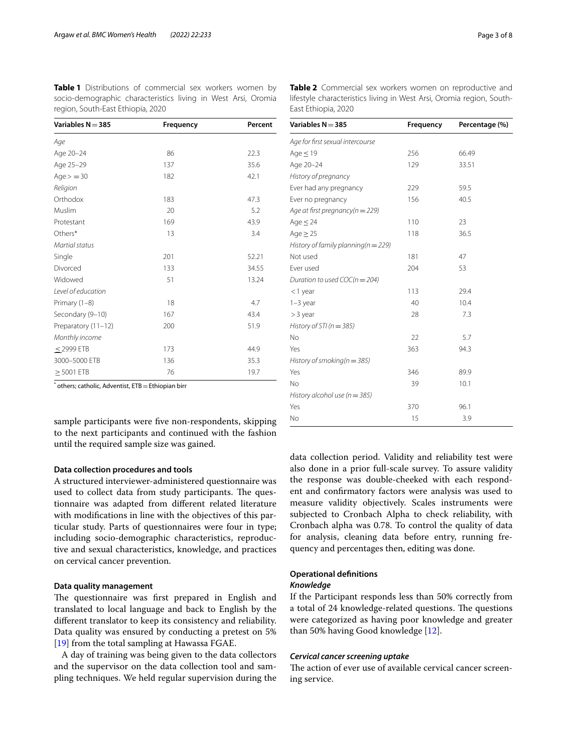**Table 1** Distributions of commercial sex workers women by socio-demographic characteristics living in West Arsi, Oromia region, South-East Ethiopia, 2020

| Variables N = 385 | Frequency | Percent |
|---|---|---|
| *Age* | | |
| Age 20–24 | 86 | 22.3 |
| Age 25–29 | 137 | 35.6 |
| Age > = 30 | 182 | 42.1 |
| *Religion* | | |
| Orthodox | 183 | 47.3 |
| Muslim | 20 | 5.2 |
| Protestant | 169 | 43.9 |
| Others* | 13 | 3.4 |
| *Martial status* | | |
| Single | 201 | 52.21 |
| Divorced | 133 | 34.55 |
| Widowed | 51 | 13.24 |
| *Level of education* | | |
| Primary (1–8) | 18 | 4.7 |
| Secondary (9–10) | 167 | 43.4 |
| Preparatory (11–12) | 200 | 51.9 |
| *Monthly income* | | |
| ≤ 2999 ETB | 173 | 44.9 |
| 3000–5000 ETB | 136 | 35.3 |
| ≥ 5001 ETB | 76 | 19.7 |

* others; catholic, Adventist, ETB = Ethiopian birr

**Table 2** Commercial sex workers women on reproductive and lifestyle characteristics living in West Arsi, Oromia region, South-East Ethiopia, 2020

| Variables N = 385 | Frequency | Percentage (%) |
|---|---|---|
| *Age for first sexual intercourse* | | |
| Age ≤ 19 | 256 | 66.49 |
| Age 20–24 | 129 | 33.51 |
| *History of pregnancy* | | |
| Ever had any pregnancy | 229 | 59.5 |
| Ever no pregnancy | 156 | 40.5 |
| *Age at first pregnancy(n = 229)* | | |
| Age ≤ 24 | 110 | 23 |
| Age ≥ 25 | 118 | 36.5 |
| *History of family planning(n = 229)* | | |
| Not used | 181 | 47 |
| Ever used | 204 | 53 |
| *Duration to used COC(n = 204)* | | |
| < 1 year | 113 | 29.4 |
| 1–3 year | 40 | 10.4 |
| > 3 year | 28 | 7.3 |
| *History of STI (n = 385)* | | |
| No | 22 | 5.7 |
| Yes | 363 | 94.3 |
| *History of smoking(n = 385)* | | |
| Yes | 346 | 89.9 |
| No | 39 | 10.1 |
| *History alcohol use (n = 385)* | | |
| Yes | 370 | 96.1 |
| No | 15 | 3.9 |

sample participants were five non-respondents, skipping to the next participants and continued with the fashion until the required sample size was gained.

### Data collection procedures and tools

A structured interviewer-administered questionnaire was used to collect data from study participants. The questionnaire was adapted from different related literature with modifications in line with the objectives of this particular study. Parts of questionnaires were four in type; including socio-demographic characteristics, reproductive and sexual characteristics, knowledge, and practices on cervical cancer prevention.

### Data quality management

The questionnaire was first prepared in English and translated to local language and back to English by the different translator to keep its consistency and reliability. Data quality was ensured by conducting a pretest on 5% [19] from the total sampling at Hawassa FGAE.

A day of training was being given to the data collectors and the supervisor on the data collection tool and sampling techniques. We held regular supervision during the data collection period. Validity and reliability test were also done in a prior full-scale survey. To assure validity the response was double-cheeked with each respondent and confirmatory factors were analysis was used to measure validity objectively. Scales instruments were subjected to Cronbach Alpha to check reliability, with Cronbach alpha was 0.78. To control the quality of data for analysis, cleaning data before entry, running frequency and percentages then, editing was done.

### Operational definitions

#### *Knowledge*

If the Participant responds less than 50% correctly from a total of 24 knowledge-related questions. The questions were categorized as having poor knowledge and greater than 50% having Good knowledge [12].

#### *Cervical cancer screening uptake*

The action of ever use of available cervical cancer screening service.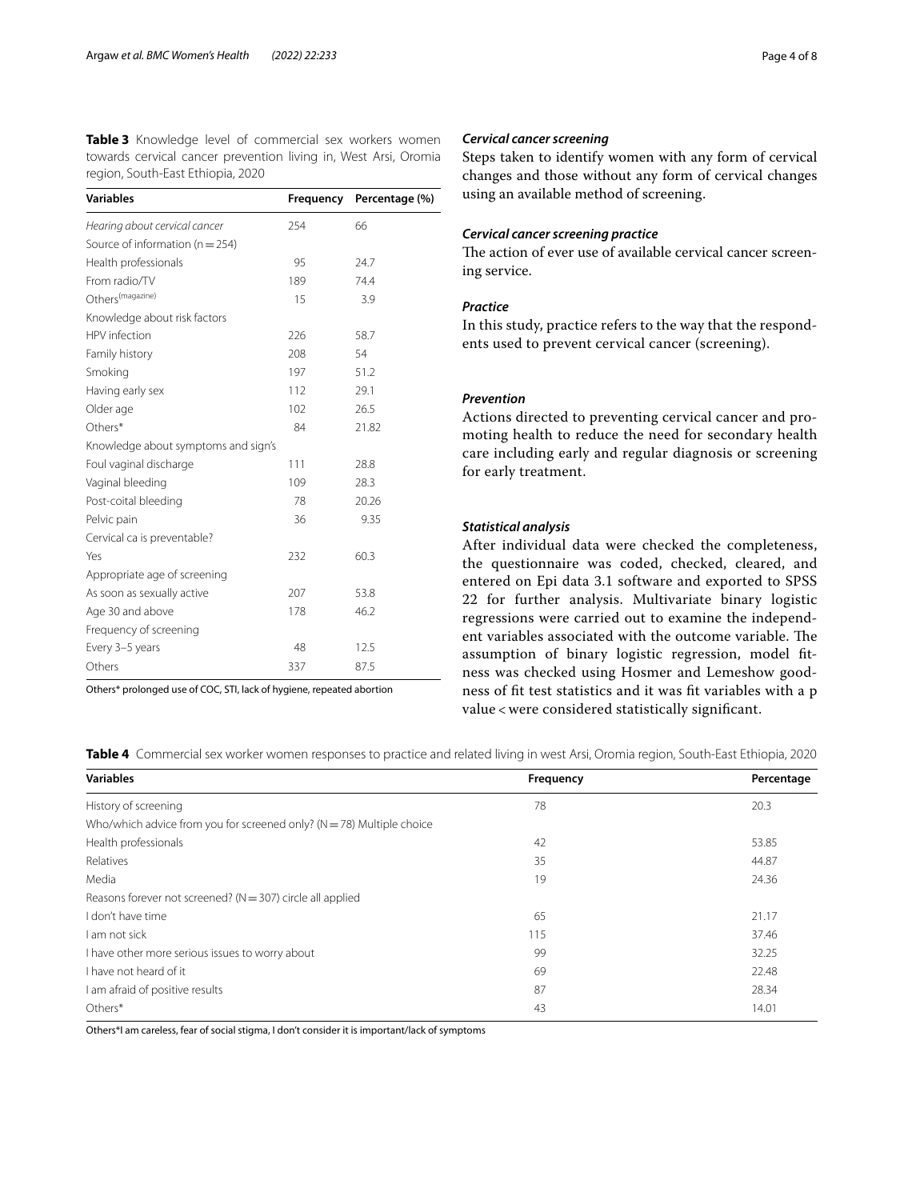**Table 3** Knowledge level of commercial sex workers women towards cervical cancer prevention living in, West Arsi, Oromia region, South-East Ethiopia, 2020

| Variables | Frequency | Percentage (%) |
|---|---|---|
| *Hearing about cervical cancer* | 254 | 66 |
| Source of information (n = 254) | | |
| Health professionals | 95 | 24.7 |
| From radio/TV | 189 | 74.4 |
| Others(magazine) | 15 | 3.9 |
| Knowledge about risk factors | | |
| HPV infection | 226 | 58.7 |
| Family history | 208 | 54 |
| Smoking | 197 | 51.2 |
| Having early sex | 112 | 29.1 |
| Older age | 102 | 26.5 |
| Others* | 84 | 21.82 |
| Knowledge about symptoms and sign's | | |
| Foul vaginal discharge | 111 | 28.8 |
| Vaginal bleeding | 109 | 28.3 |
| Post-coital bleeding | 78 | 20.26 |
| Pelvic pain | 36 | 9.35 |
| Cervical ca is preventable? | | |
| Yes | 232 | 60.3 |
| Appropriate age of screening | | |
| As soon as sexually active | 207 | 53.8 |
| Age 30 and above | 178 | 46.2 |
| Frequency of screening | | |
| Every 3–5 years | 48 | 12.5 |
| Others | 337 | 87.5 |

Others* prolonged use of COC, STI, lack of hygiene, repeated abortion

#### *Cervical cancer screening*

Steps taken to identify women with any form of cervical changes and those without any form of cervical changes using an available method of screening.

#### *Cervical cancer screening practice*

The action of ever use of available cervical cancer screening service.

#### *Practice*

In this study, practice refers to the way that the respondents used to prevent cervical cancer (screening).

#### *Prevention*

Actions directed to preventing cervical cancer and promoting health to reduce the need for secondary health care including early and regular diagnosis or screening for early treatment.

#### *Statistical analysis*

After individual data were checked the completeness, the questionnaire was coded, checked, cleared, and entered on Epi data 3.1 software and exported to SPSS 22 for further analysis. Multivariate binary logistic regressions were carried out to examine the independent variables associated with the outcome variable. The assumption of binary logistic regression, model fitness was checked using Hosmer and Lemeshow goodness of fit test statistics and it was fit variables with a p value < were considered statistically significant.

**Table 4** Commercial sex worker women responses to practice and related living in west Arsi, Oromia region, South-East Ethiopia, 2020

| Variables | Frequency | Percentage |
|---|---|---|
| History of screening | 78 | 20.3 |
| Who/which advice from you for screened only? (N = 78) Multiple choice | | |
| Health professionals | 42 | 53.85 |
| Relatives | 35 | 44.87 |
| Media | 19 | 24.36 |
| Reasons forever not screened? (N = 307) circle all applied | | |
| I don't have time | 65 | 21.17 |
| I am not sick | 115 | 37.46 |
| I have other more serious issues to worry about | 99 | 32.25 |
| I have not heard of it | 69 | 22.48 |
| I am afraid of positive results | 87 | 28.34 |
| Others* | 43 | 14.01 |

Others*I am careless, fear of social stigma, I don't consider it is important/lack of symptoms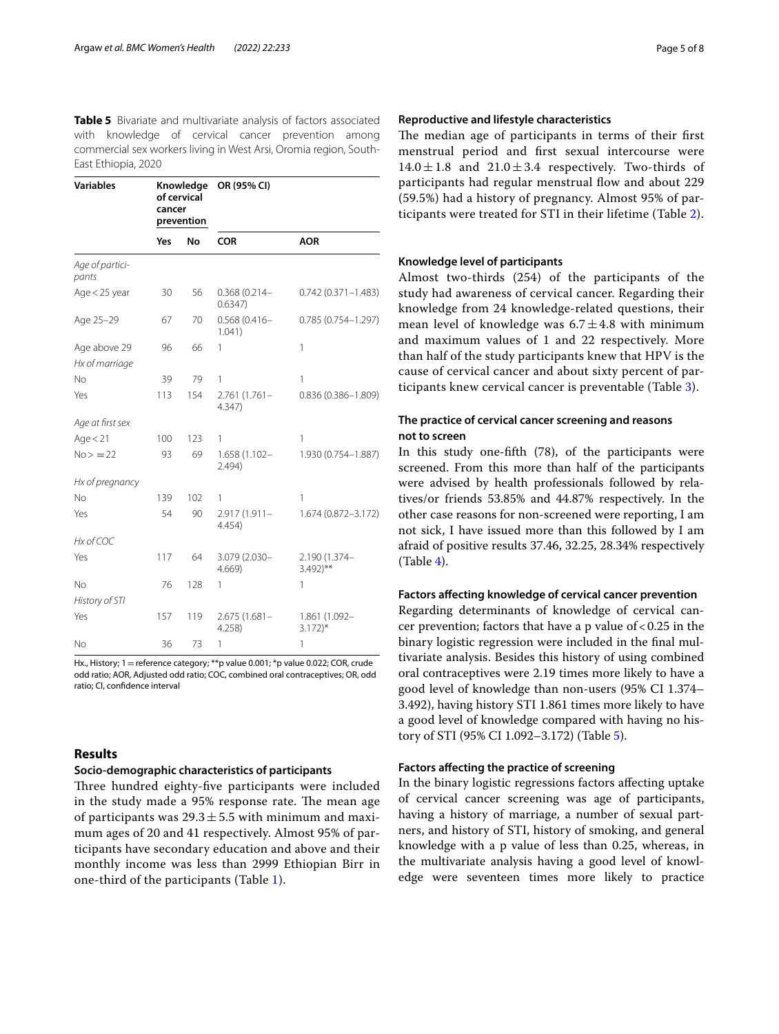**Table 5** Bivariate and multivariate analysis of factors associated with knowledge of cervical cancer prevention among commercial sex workers living in West Arsi, Oromia region, South-East Ethiopia, 2020

| Variables | Knowledge of cervical cancer prevention | | OR (95% CI) | |
|---|---|---|---|---|
| | Yes | No | COR | AOR |
| *Age of participants* | | | | |
| Age < 25 year | 30 | 56 | 0.368 (0.214–0.6347) | 0.742 (0.371–1.483) |
| Age 25–29 | 67 | 70 | 0.568 (0.416–1.041) | 0.785 (0.754–1.297) |
| Age above 29 | 96 | 66 | 1 | 1 |
| *Hx of marriage* | | | | |
| No | 39 | 79 | 1 | 1 |
| Yes | 113 | 154 | 2.761 (1.761–4.347) | 0.836 (0.386–1.809) |
| *Age at first sex* | | | | |
| Age < 21 | 100 | 123 | 1 | 1 |
| No > = 22 | 93 | 69 | 1.658 (1.102–2.494) | 1.930 (0.754–1.887) |
| *Hx of pregnancy* | | | | |
| No | 139 | 102 | 1 | 1 |
| Yes | 54 | 90 | 2.917 (1.911–4.454) | 1.674 (0.872–3.172) |
| *Hx of COC* | | | | |
| Yes | 117 | 64 | 3.079 (2.030–4.669) | 2.190 (1.374–3.492)** |
| No | 76 | 128 | 1 | 1 |
| *History of STI* | | | | |
| Yes | 157 | 119 | 2.675 (1.681–4.258) | 1.861 (1.092–3.172)* |
| No | 36 | 73 | 1 | 1 |

Hx., History; 1 = reference category; **p value 0.001; *p value 0.022; COR, crude odd ratio; AOR, Adjusted odd ratio; COC, combined oral contraceptives; OR, odd ratio; CI, confidence interval

## Results

### Socio-demographic characteristics of participants

Three hundred eighty-five participants were included in the study made a 95% response rate. The mean age of participants was $29.3 \pm 5.5$ with minimum and maximum ages of 20 and 41 respectively. Almost 95% of participants have secondary education and above and their monthly income was less than 2999 Ethiopian Birr in one-third of the participants (Table 1).

### Reproductive and lifestyle characteristics

The median age of participants in terms of their first menstrual period and first sexual intercourse were $14.0 \pm 1.8$ and $21.0 \pm 3.4$ respectively. Two-thirds of participants had regular menstrual flow and about 229 (59.5%) had a history of pregnancy. Almost 95% of participants were treated for STI in their lifetime (Table 2).

### Knowledge level of participants

Almost two-thirds (254) of the participants of the study had awareness of cervical cancer. Regarding their knowledge from 24 knowledge-related questions, their mean level of knowledge was $6.7 \pm 4.8$ with minimum and maximum values of 1 and 22 respectively. More than half of the study participants knew that HPV is the cause of cervical cancer and about sixty percent of participants knew cervical cancer is preventable (Table 3).

### The practice of cervical cancer screening and reasons not to screen

In this study one-fifth (78), of the participants were screened. From this more than half of the participants were advised by health professionals followed by relatives/or friends 53.85% and 44.87% respectively. In the other case reasons for non-screened were reporting, I am not sick, I have issued more than this followed by I am afraid of positive results 37.46, 32.25, 28.34% respectively (Table 4).

### Factors affecting knowledge of cervical cancer prevention

Regarding determinants of knowledge of cervical cancer prevention; factors that have a p value of < 0.25 in the binary logistic regression were included in the final multivariate analysis. Besides this history of using combined oral contraceptives were 2.19 times more likely to have a good level of knowledge than non-users (95% CI 1.374–3.492), having history STI 1.861 times more likely to have a good level of knowledge compared with having no history of STI (95% CI 1.092–3.172) (Table 5).

### Factors affecting the practice of screening

In the binary logistic regressions factors affecting uptake of cervical cancer screening was age of participants, having a history of marriage, a number of sexual partners, and history of STI, history of smoking, and general knowledge with a p value of less than 0.25, whereas, in the multivariate analysis having a good level of knowledge were seventeen times more likely to practice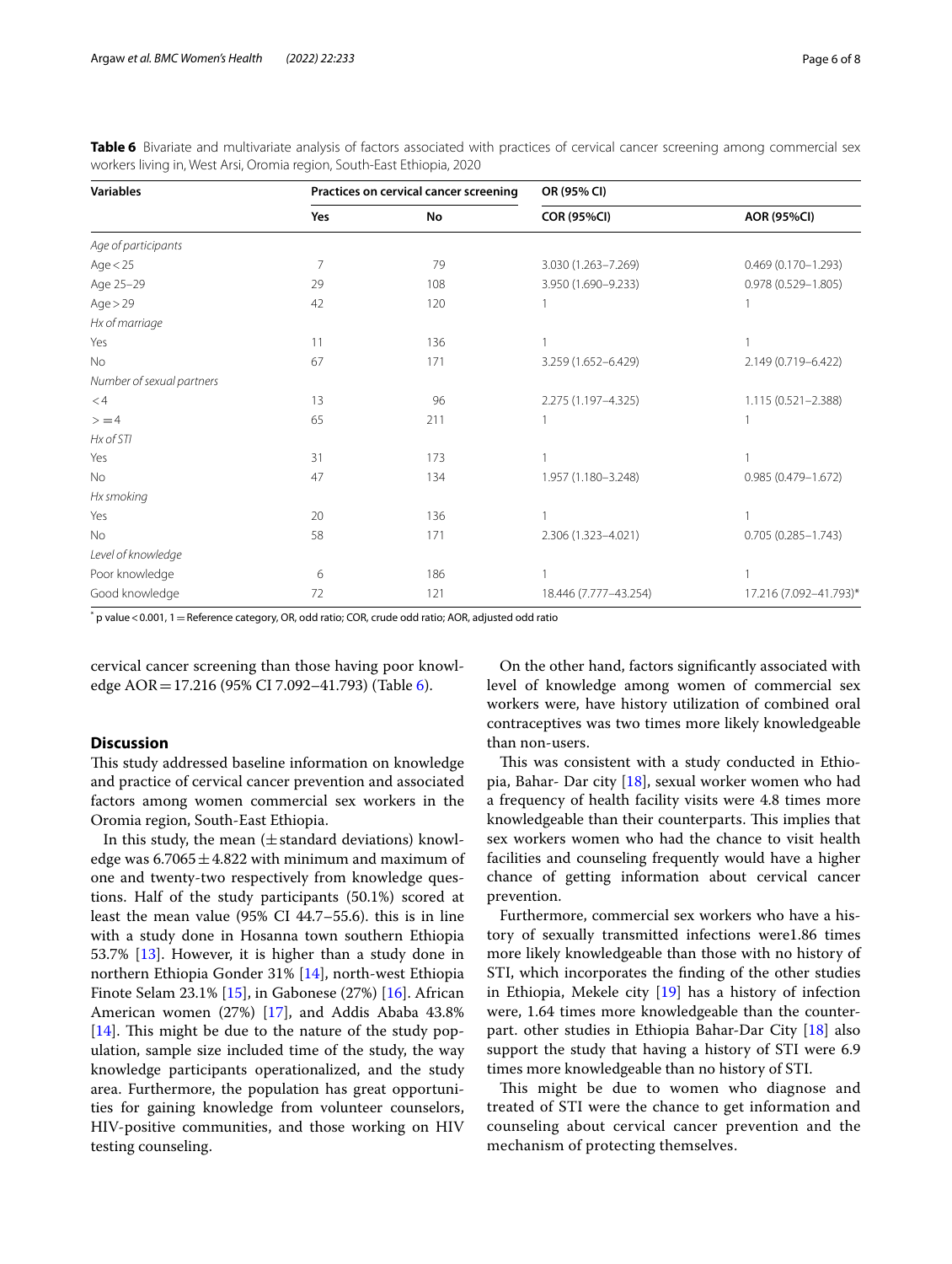**Table 6** Bivariate and multivariate analysis of factors associated with practices of cervical cancer screening among commercial sex workers living in, West Arsi, Oromia region, South-East Ethiopia, 2020

| Variables | Practices on cervical cancer screening | | OR (95% CI) | |
|---|---|---|---|---|
| | Yes | No | COR (95%CI) | AOR (95%CI) |
| *Age of participants* | | | | |
| Age < 25 | 7 | 79 | 3.030 (1.263–7.269) | 0.469 (0.170–1.293) |
| Age 25–29 | 29 | 108 | 3.950 (1.690–9.233) | 0.978 (0.529–1.805) |
| Age > 29 | 42 | 120 | 1 | 1 |
| *Hx of marriage* | | | | |
| Yes | 11 | 136 | 1 | 1 |
| No | 67 | 171 | 3.259 (1.652–6.429) | 2.149 (0.719–6.422) |
| *Number of sexual partners* | | | | |
| < 4 | 13 | 96 | 2.275 (1.197–4.325) | 1.115 (0.521–2.388) |
| > = 4 | 65 | 211 | 1 | 1 |
| *Hx of STI* | | | | |
| Yes | 31 | 173 | 1 | 1 |
| No | 47 | 134 | 1.957 (1.180–3.248) | 0.985 (0.479–1.672) |
| *Hx smoking* | | | | |
| Yes | 20 | 136 | 1 | 1 |
| No | 58 | 171 | 2.306 (1.323–4.021) | 0.705 (0.285–1.743) |
| *Level of knowledge* | | | | |
| Poor knowledge | 6 | 186 | 1 | 1 |
| Good knowledge | 72 | 121 | 18.446 (7.777–43.254) | 17.216 (7.092–41.793)* |

[*] p value < 0.001, 1 = Reference category, OR, odd ratio; COR, crude odd ratio; AOR, adjusted odd ratio

cervical cancer screening than those having poor knowledge AOR = 17.216 (95% CI 7.092–41.793) (Table 6).

## Discussion

This study addressed baseline information on knowledge and practice of cervical cancer prevention and associated factors among women commercial sex workers in the Oromia region, South-East Ethiopia.

In this study, the mean (± standard deviations) knowledge was 6.7065 ± 4.822 with minimum and maximum of one and twenty-two respectively from knowledge questions. Half of the study participants (50.1%) scored at least the mean value (95% CI 44.7–55.6). this is in line with a study done in Hosanna town southern Ethiopia 53.7% [13]. However, it is higher than a study done in northern Ethiopia Gonder 31% [14], north-west Ethiopia Finote Selam 23.1% [15], in Gabonese (27%) [16]. African American women (27%) [17], and Addis Ababa 43.8% [14]. This might be due to the nature of the study population, sample size included time of the study, the way knowledge participants operationalized, and the study area. Furthermore, the population has great opportunities for gaining knowledge from volunteer counselors, HIV-positive communities, and those working on HIV testing counseling.

On the other hand, factors significantly associated with level of knowledge among women of commercial sex workers were, have history utilization of combined oral contraceptives was two times more likely knowledgeable than non-users.

This was consistent with a study conducted in Ethiopia, Bahar- Dar city [18], sexual worker women who had a frequency of health facility visits were 4.8 times more knowledgeable than their counterparts. This implies that sex workers women who had the chance to visit health facilities and counseling frequently would have a higher chance of getting information about cervical cancer prevention.

Furthermore, commercial sex workers who have a history of sexually transmitted infections were1.86 times more likely knowledgeable than those with no history of STI, which incorporates the finding of the other studies in Ethiopia, Mekele city [19] has a history of infection were, 1.64 times more knowledgeable than the counterpart. other studies in Ethiopia Bahar-Dar City [18] also support the study that having a history of STI were 6.9 times more knowledgeable than no history of STI.

This might be due to women who diagnose and treated of STI were the chance to get information and counseling about cervical cancer prevention and the mechanism of protecting themselves.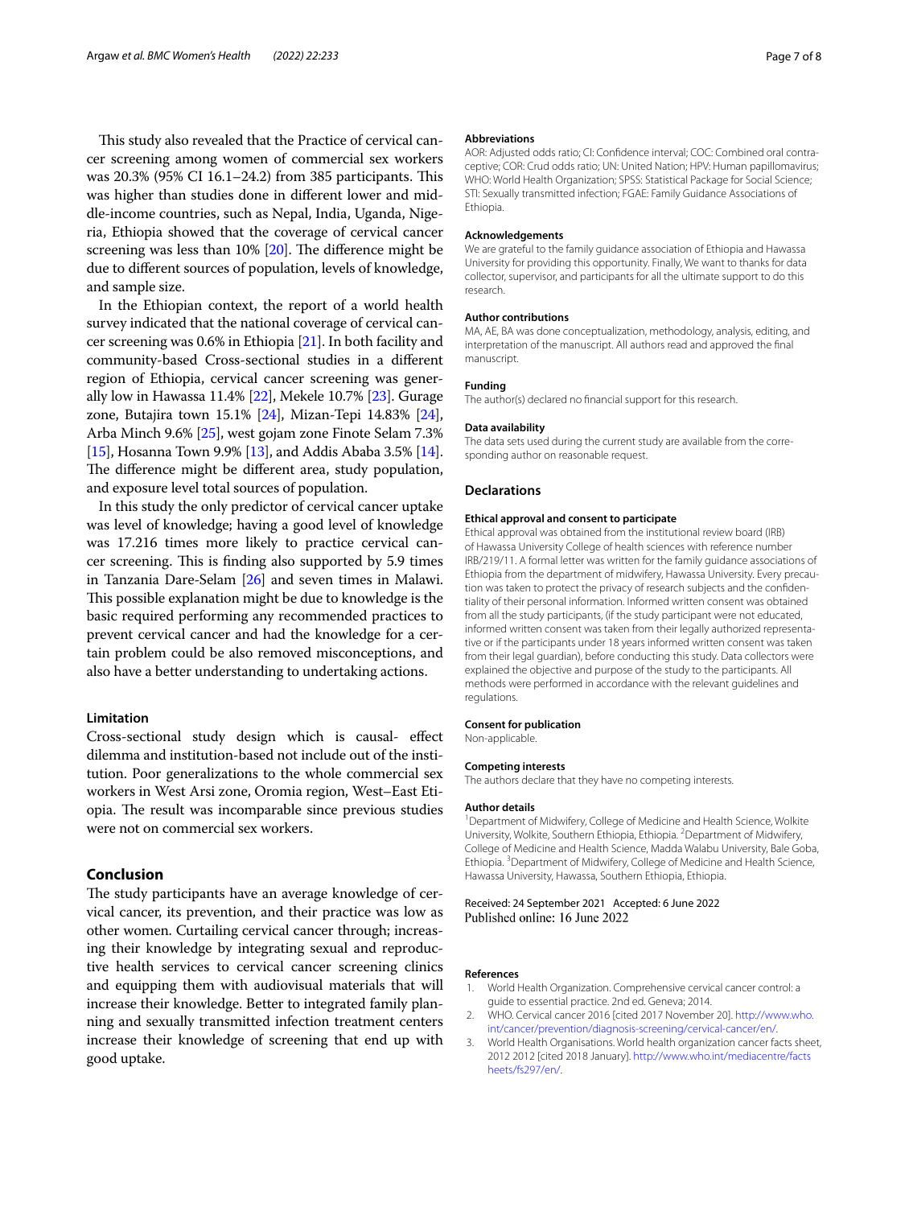This study also revealed that the Practice of cervical cancer screening among women of commercial sex workers was 20.3% (95% CI 16.1–24.2) from 385 participants. This was higher than studies done in different lower and middle-income countries, such as Nepal, India, Uganda, Nigeria, Ethiopia showed that the coverage of cervical cancer screening was less than 10% [20]. The difference might be due to different sources of population, levels of knowledge, and sample size.

In the Ethiopian context, the report of a world health survey indicated that the national coverage of cervical cancer screening was 0.6% in Ethiopia [21]. In both facility and community-based Cross-sectional studies in a different region of Ethiopia, cervical cancer screening was generally low in Hawassa 11.4% [22], Mekele 10.7% [23]. Gurage zone, Butajira town 15.1% [24], Mizan-Tepi 14.83% [24], Arba Minch 9.6% [25], west gojam zone Finote Selam 7.3% [15], Hosanna Town 9.9% [13], and Addis Ababa 3.5% [14]. The difference might be different area, study population, and exposure level total sources of population.

In this study the only predictor of cervical cancer uptake was level of knowledge; having a good level of knowledge was 17.216 times more likely to practice cervical cancer screening. This is finding also supported by 5.9 times in Tanzania Dare-Selam [26] and seven times in Malawi. This possible explanation might be due to knowledge is the basic required performing any recommended practices to prevent cervical cancer and had the knowledge for a certain problem could be also removed misconceptions, and also have a better understanding to undertaking actions.

### Limitation

Cross-sectional study design which is causal- effect dilemma and institution-based not include out of the institution. Poor generalizations to the whole commercial sex workers in West Arsi zone, Oromia region, West–East Ethiopia. The result was incomparable since previous studies were not on commercial sex workers.

## Conclusion

The study participants have an average knowledge of cervical cancer, its prevention, and their practice was low as other women. Curtailing cervical cancer through; increasing their knowledge by integrating sexual and reproductive health services to cervical cancer screening clinics and equipping them with audiovisual materials that will increase their knowledge. Better to integrated family planning and sexually transmitted infection treatment centers increase their knowledge of screening that end up with good uptake.

#### Abbreviations

AOR: Adjusted odds ratio; CI: Confidence interval; COC: Combined oral contraceptive; COR: Crud odds ratio; UN: United Nation; HPV: Human papillomavirus; WHO: World Health Organization; SPSS: Statistical Package for Social Science; STI: Sexually transmitted infection; FGAE: Family Guidance Associations of Ethiopia.

#### Acknowledgements

We are grateful to the family guidance association of Ethiopia and Hawassa University for providing this opportunity. Finally, We want to thanks for data collector, supervisor, and participants for all the ultimate support to do this research.

#### Author contributions

MA, AE, BA was done conceptualization, methodology, analysis, editing, and interpretation of the manuscript. All authors read and approved the final manuscript.

#### Funding

The author(s) declared no financial support for this research.

#### Data availability

The data sets used during the current study are available from the corresponding author on reasonable request.

### Declarations

#### Ethical approval and consent to participate

Ethical approval was obtained from the institutional review board (IRB) of Hawassa University College of health sciences with reference number IRB/219/11. A formal letter was written for the family guidance associations of Ethiopia from the department of midwifery, Hawassa University. Every precaution was taken to protect the privacy of research subjects and the confidentiality of their personal information. Informed written consent was obtained from all the study participants, (if the study participant were not educated, informed written consent was taken from their legally authorized representative or if the participants under 18 years informed written consent was taken from their legal guardian), before conducting this study. Data collectors were explained the objective and purpose of the study to the participants. All methods were performed in accordance with the relevant guidelines and regulations.

#### Consent for publication

Non-applicable.

#### Competing interests

The authors declare that they have no competing interests.

#### Author details

[1]Department of Midwifery, College of Medicine and Health Science, Wolkite University, Wolkite, Southern Ethiopia, Ethiopia. [2]Department of Midwifery, College of Medicine and Health Science, Madda Walabu University, Bale Goba, Ethiopia. [3]Department of Midwifery, College of Medicine and Health Science, Hawassa University, Hawassa, Southern Ethiopia, Ethiopia.

Received: 24 September 2021 Accepted: 6 June 2022
Published online: 16 June 2022

#### References

1. World Health Organization. Comprehensive cervical cancer control: a guide to essential practice. 2nd ed. Geneva; 2014.
2. WHO. Cervical cancer 2016 [cited 2017 November 20]. http://www.who.int/cancer/prevention/diagnosis-screening/cervical-cancer/en/.
3. World Health Organisations. World health organization cancer facts sheet, 2012 2012 [cited 2018 January]. http://www.who.int/mediacentre/factsheets/fs297/en/.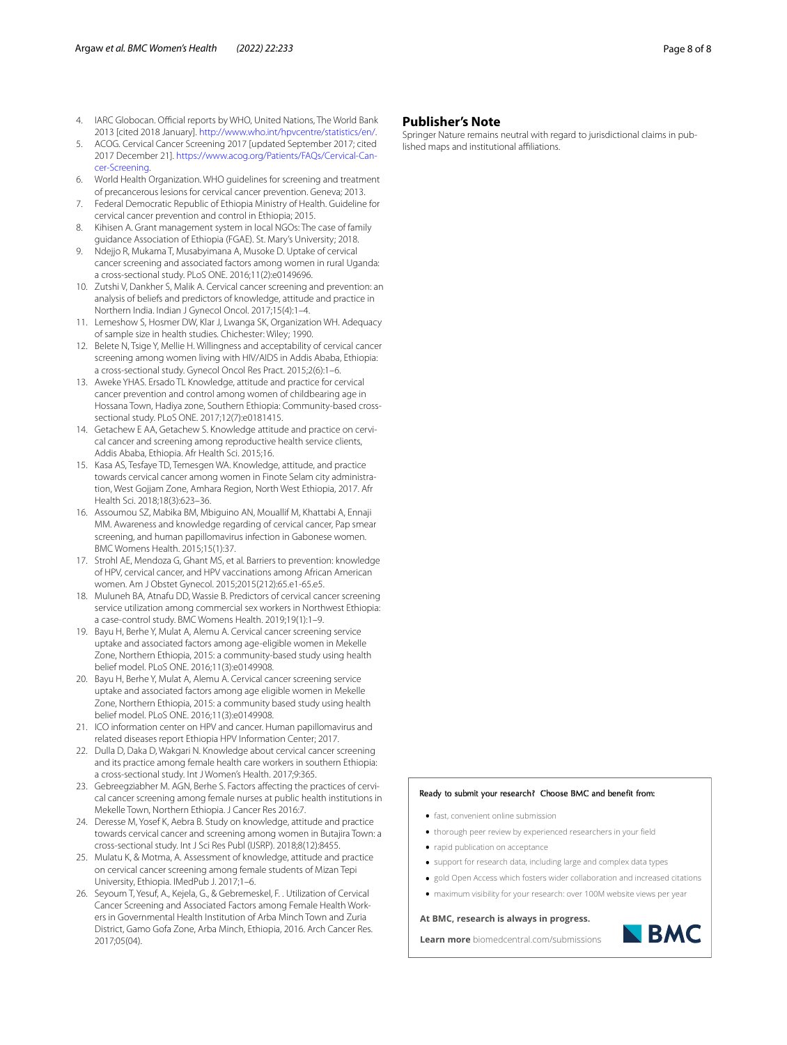4. IARC Globocan. Official reports by WHO, United Nations, The World Bank 2013 [cited 2018 January]. http://www.who.int/hpvcentre/statistics/en/.
5. ACOG. Cervical Cancer Screening 2017 [updated September 2017; cited 2017 December 21]. https://www.acog.org/Patients/FAQs/Cervical-Cancer-Screening.
6. World Health Organization. WHO guidelines for screening and treatment of precancerous lesions for cervical cancer prevention. Geneva; 2013.
7. Federal Democratic Republic of Ethiopia Ministry of Health. Guideline for cervical cancer prevention and control in Ethiopia; 2015.
8. Kihisen A. Grant management system in local NGOs: The case of family guidance Association of Ethiopia (FGAE). St. Mary's University; 2018.
9. Ndejjo R, Mukama T, Musabyimana A, Musoke D. Uptake of cervical cancer screening and associated factors among women in rural Uganda: a cross-sectional study. PLoS ONE. 2016;11(2):e0149696.
10. Zutshi V, Dankher S, Malik A. Cervical cancer screening and prevention: an analysis of beliefs and predictors of knowledge, attitude and practice in Northern India. Indian J Gynecol Oncol. 2017;15(4):1–4.
11. Lemeshow S, Hosmer DW, Klar J, Lwanga SK, Organization WH. Adequacy of sample size in health studies. Chichester: Wiley; 1990.
12. Belete N, Tsige Y, Mellie H. Willingness and acceptability of cervical cancer screening among women living with HIV/AIDS in Addis Ababa, Ethiopia: a cross-sectional study. Gynecol Oncol Res Pract. 2015;2(6):1–6.
13. Aweke YHAS. Ersado TL Knowledge, attitude and practice for cervical cancer prevention and control among women of childbearing age in Hossana Town, Hadiya zone, Southern Ethiopia: Community-based cross-sectional study. PLoS ONE. 2017;12(7):e0181415.
14. Getachew E AA, Getachew S. Knowledge attitude and practice on cervical cancer and screening among reproductive health service clients, Addis Ababa, Ethiopia. Afr Health Sci. 2015;16.
15. Kasa AS, Tesfaye TD, Temesgen WA. Knowledge, attitude, and practice towards cervical cancer among women in Finote Selam city administration, West Gojjam Zone, Amhara Region, North West Ethiopia, 2017. Afr Health Sci. 2018;18(3):623–36.
16. Assoumou SZ, Mabika BM, Mbiguino AN, Mouallif M, Khattabi A, Ennaji MM. Awareness and knowledge regarding of cervical cancer, Pap smear screening, and human papillomavirus infection in Gabonese women. BMC Womens Health. 2015;15(1):37.
17. Strohl AE, Mendoza G, Ghant MS, et al. Barriers to prevention: knowledge of HPV, cervical cancer, and HPV vaccinations among African American women. Am J Obstet Gynecol. 2015;2015(212):65.e1-65.e5.
18. Muluneh BA, Atnafu DD, Wassie B. Predictors of cervical cancer screening service utilization among commercial sex workers in Northwest Ethiopia: a case-control study. BMC Womens Health. 2019;19(1):1–9.
19. Bayu H, Berhe Y, Mulat A, Alemu A. Cervical cancer screening service uptake and associated factors among age-eligible women in Mekelle Zone, Northern Ethiopia, 2015: a community-based study using health belief model. PLoS ONE. 2016;11(3):e0149908.
20. Bayu H, Berhe Y, Mulat A, Alemu A. Cervical cancer screening service uptake and associated factors among age eligible women in Mekelle Zone, Northern Ethiopia, 2015: a community based study using health belief model. PLoS ONE. 2016;11(3):e0149908.
21. ICO information center on HPV and cancer. Human papillomavirus and related diseases report Ethiopia HPV Information Center; 2017.
22. Dulla D, Daka D, Wakgari N. Knowledge about cervical cancer screening and its practice among female health care workers in southern Ethiopia: a cross-sectional study. Int J Women's Health. 2017;9:365.
23. Gebreegziabher M. AGN, Berhe S. Factors affecting the practices of cervical cancer screening among female nurses at public health institutions in Mekelle Town, Northern Ethiopia. J Cancer Res 2016:7.
24. Deresse M, Yosef K, Aebra B. Study on knowledge, attitude and practice towards cervical cancer and screening among women in Butajira Town: a cross-sectional study. Int J Sci Res Publ (IJSRP). 2018;8(12):8455.
25. Mulatu K, & Motma, A. Assessment of knowledge, attitude and practice on cervical cancer screening among female students of Mizan Tepi University, Ethiopia. IMedPub J. 2017;1–6.
26. Seyoum T, Yesuf, A., Kejela, G., & Gebremeskel, F. . Utilization of Cervical Cancer Screening and Associated Factors among Female Health Workers in Governmental Health Institution of Arba Minch Town and Zuria District, Gamo Gofa Zone, Arba Minch, Ethiopia, 2016. Arch Cancer Res. 2017;05(04).

## Publisher's Note

Springer Nature remains neutral with regard to jurisdictional claims in published maps and institutional affiliations.

Ready to submit your research? Choose BMC and benefit from:

- fast, convenient online submission
- thorough peer review by experienced researchers in your field
- rapid publication on acceptance
- support for research data, including large and complex data types
- gold Open Access which fosters wider collaboration and increased citations
- maximum visibility for your research: over 100M website views per year

**At BMC, research is always in progress.**

**Learn more** biomedcentral.com/submissions

BMC